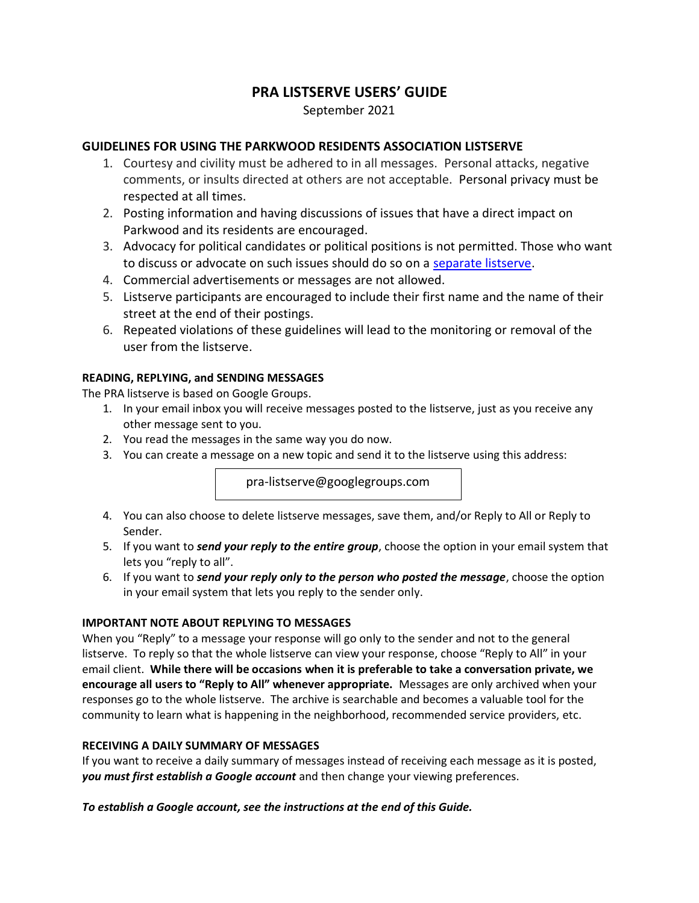# PRA LISTSERVE USERS' GUIDE

September 2021

## GUIDELINES FOR USING THE PARKWOOD RESIDENTS ASSOCIATION LISTSERVE

1. Courtesy and civility must be adhered to in all messages. Personal attacks, negative comments, or insults directed at others are not acceptable. Personal privacy must be respected at all times.
2. Posting information and having discussions of issues that have a direct impact on Parkwood and its residents are encouraged.
3. Advocacy for political candidates or political positions is not permitted. Those who want to discuss or advocate on such issues should do so on a separate listserve.
4. Commercial advertisements or messages are not allowed.
5. Listserve participants are encouraged to include their first name and the name of their street at the end of their postings.
6. Repeated violations of these guidelines will lead to the monitoring or removal of the user from the listserve.

### READING, REPLYING, and SENDING MESSAGES

The PRA listserve is based on Google Groups.

1. In your email inbox you will receive messages posted to the listserve, just as you receive any other message sent to you.
2. You read the messages in the same way you do now.
3. You can create a message on a new topic and send it to the listserve using this address:

   pra-listserve@googlegroups.com

4. You can also choose to delete listserve messages, save them, and/or Reply to All or Reply to Sender.
5. If you want to ***send your reply to the entire group***, choose the option in your email system that lets you "reply to all".
6. If you want to ***send your reply only to the person who posted the message***, choose the option in your email system that lets you reply to the sender only.

### IMPORTANT NOTE ABOUT REPLYING TO MESSAGES

When you "Reply" to a message your response will go only to the sender and not to the general listserve. To reply so that the whole listserve can view your response, choose "Reply to All" in your email client. **While there will be occasions when it is preferable to take a conversation private, we encourage all users to "Reply to All" whenever appropriate.** Messages are only archived when your responses go to the whole listserve. The archive is searchable and becomes a valuable tool for the community to learn what is happening in the neighborhood, recommended service providers, etc.

### RECEIVING A DAILY SUMMARY OF MESSAGES

If you want to receive a daily summary of messages instead of receiving each message as it is posted, ***you must first establish a Google account*** and then change your viewing preferences.

***To establish a Google account, see the instructions at the end of this Guide.***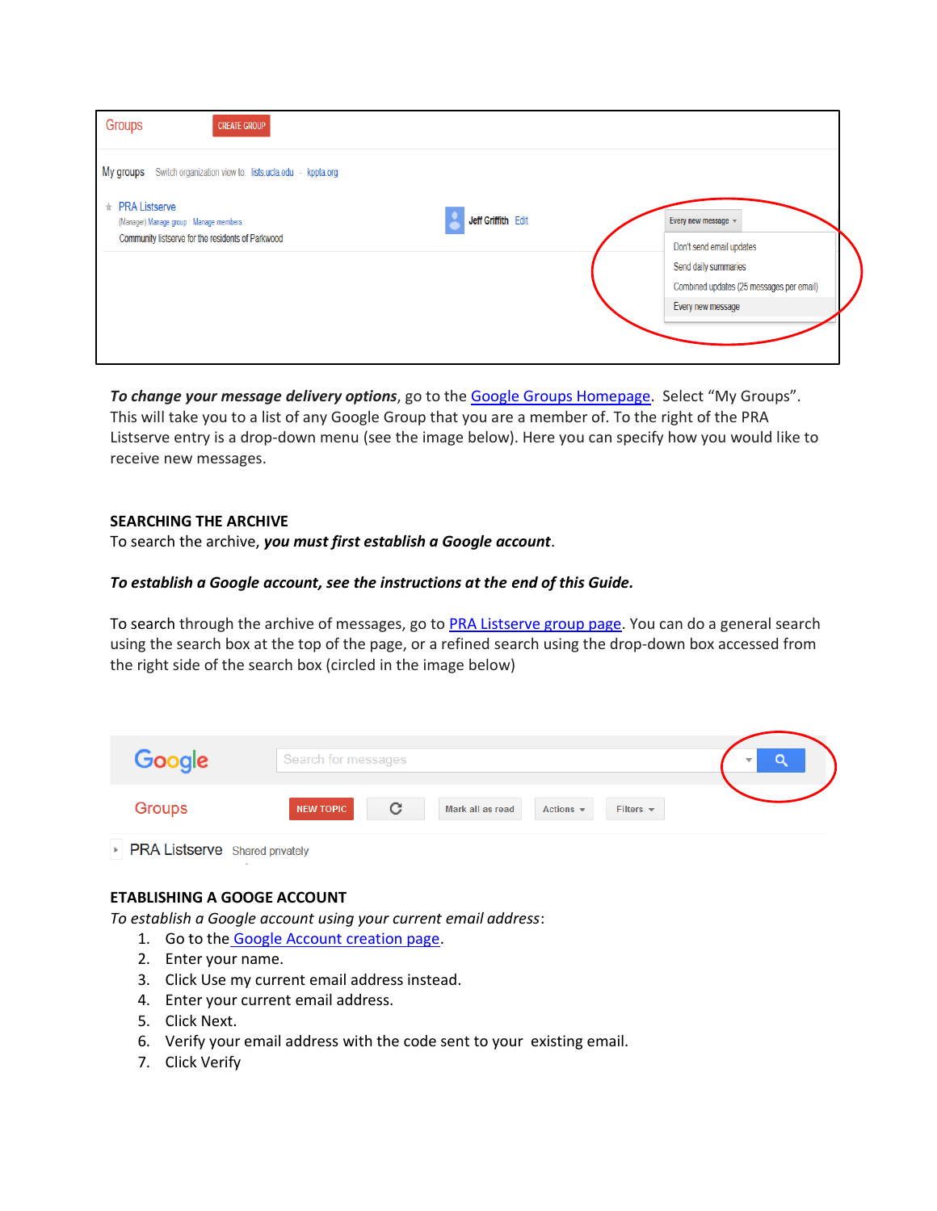**To change your message delivery options**, go to the Google Groups Homepage. Select "My Groups". This will take you to a list of any Google Group that you are a member of. To the right of the PRA Listserve entry is a drop-down menu (see the image below). Here you can specify how you would like to receive new messages.

**SEARCHING THE ARCHIVE**

To search the archive, ***you must first establish a Google account***.

***To establish a Google account, see the instructions at the end of this Guide.***

To search through the archive of messages, go to PRA Listserve group page. You can do a general search using the search box at the top of the page, or a refined search using the drop-down box accessed from the right side of the search box (circled in the image below)

**ETABLISHING A GOOGE ACCOUNT**

*To establish a Google account using your current email address*:

1. Go to the Google Account creation page.
2. Enter your name.
3. Click Use my current email address instead.
4. Enter your current email address.
5. Click Next.
6. Verify your email address with the code sent to your existing email.
7. Click Verify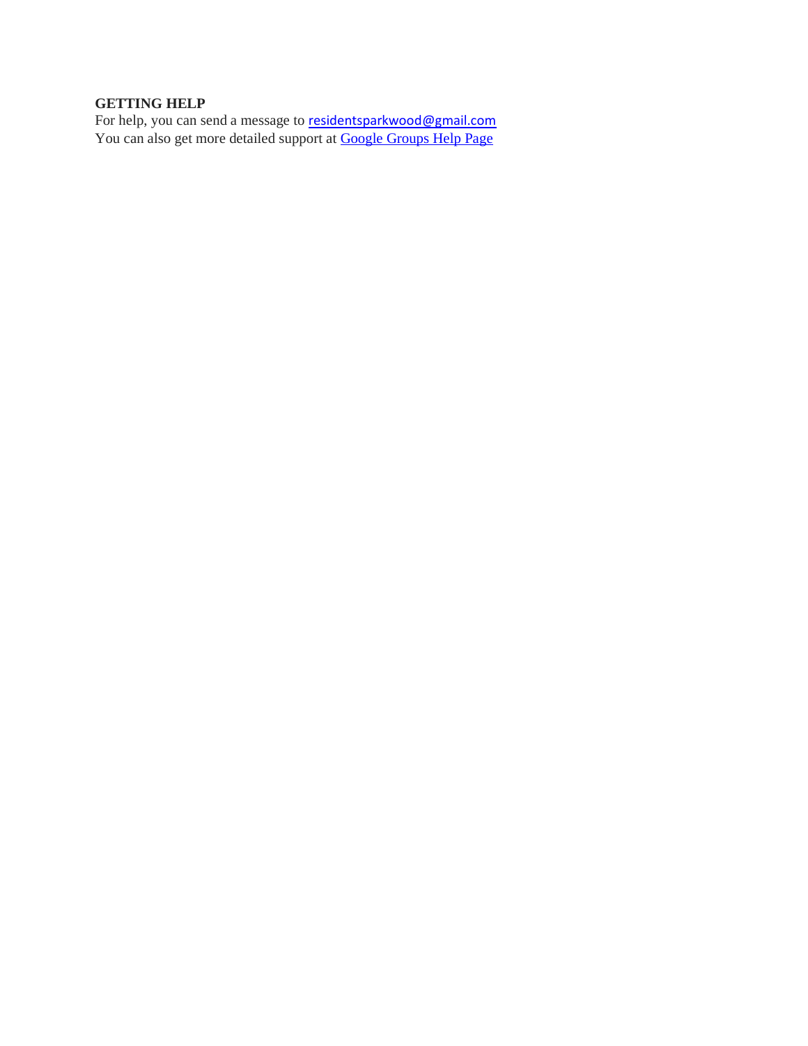**GETTING HELP**

For help, you can send a message to residentsparkwood@gmail.com
You can also get more detailed support at Google Groups Help Page